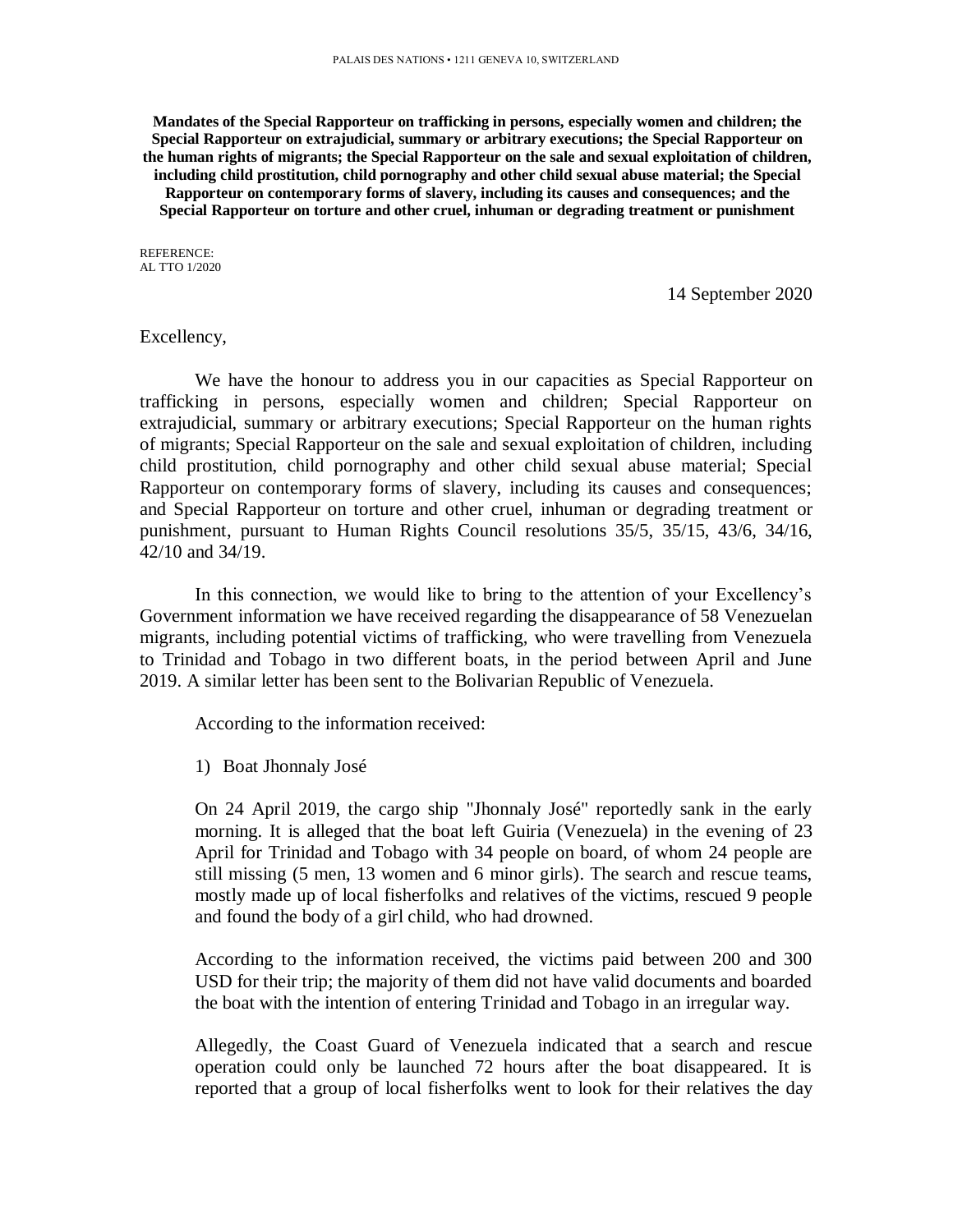PALAIS DES NATIONS • 1211 GENEVA 10, SWITZERLAND

**Mandates of the Special Rapporteur on trafficking in persons, especially women and children; the Special Rapporteur on extrajudicial, summary or arbitrary executions; the Special Rapporteur on the human rights of migrants; the Special Rapporteur on the sale and sexual exploitation of children, including child prostitution, child pornography and other child sexual abuse material; the Special Rapporteur on contemporary forms of slavery, including its causes and consequences; and the Special Rapporteur on torture and other cruel, inhuman or degrading treatment or punishment**

REFERENCE:
AL TTO 1/2020

14 September 2020

Excellency,

We have the honour to address you in our capacities as Special Rapporteur on trafficking in persons, especially women and children; Special Rapporteur on extrajudicial, summary or arbitrary executions; Special Rapporteur on the human rights of migrants; Special Rapporteur on the sale and sexual exploitation of children, including child prostitution, child pornography and other child sexual abuse material; Special Rapporteur on contemporary forms of slavery, including its causes and consequences; and Special Rapporteur on torture and other cruel, inhuman or degrading treatment or punishment, pursuant to Human Rights Council resolutions 35/5, 35/15, 43/6, 34/16, 42/10 and 34/19.

In this connection, we would like to bring to the attention of your Excellency's Government information we have received regarding the disappearance of 58 Venezuelan migrants, including potential victims of trafficking, who were travelling from Venezuela to Trinidad and Tobago in two different boats, in the period between April and June 2019. A similar letter has been sent to the Bolivarian Republic of Venezuela.

According to the information received:

1) Boat Jhonnaly José

On 24 April 2019, the cargo ship "Jhonnaly José" reportedly sank in the early morning. It is alleged that the boat left Guiria (Venezuela) in the evening of 23 April for Trinidad and Tobago with 34 people on board, of whom 24 people are still missing (5 men, 13 women and 6 minor girls). The search and rescue teams, mostly made up of local fisherfolks and relatives of the victims, rescued 9 people and found the body of a girl child, who had drowned.

According to the information received, the victims paid between 200 and 300 USD for their trip; the majority of them did not have valid documents and boarded the boat with the intention of entering Trinidad and Tobago in an irregular way.

Allegedly, the Coast Guard of Venezuela indicated that a search and rescue operation could only be launched 72 hours after the boat disappeared. It is reported that a group of local fisherfolks went to look for their relatives the day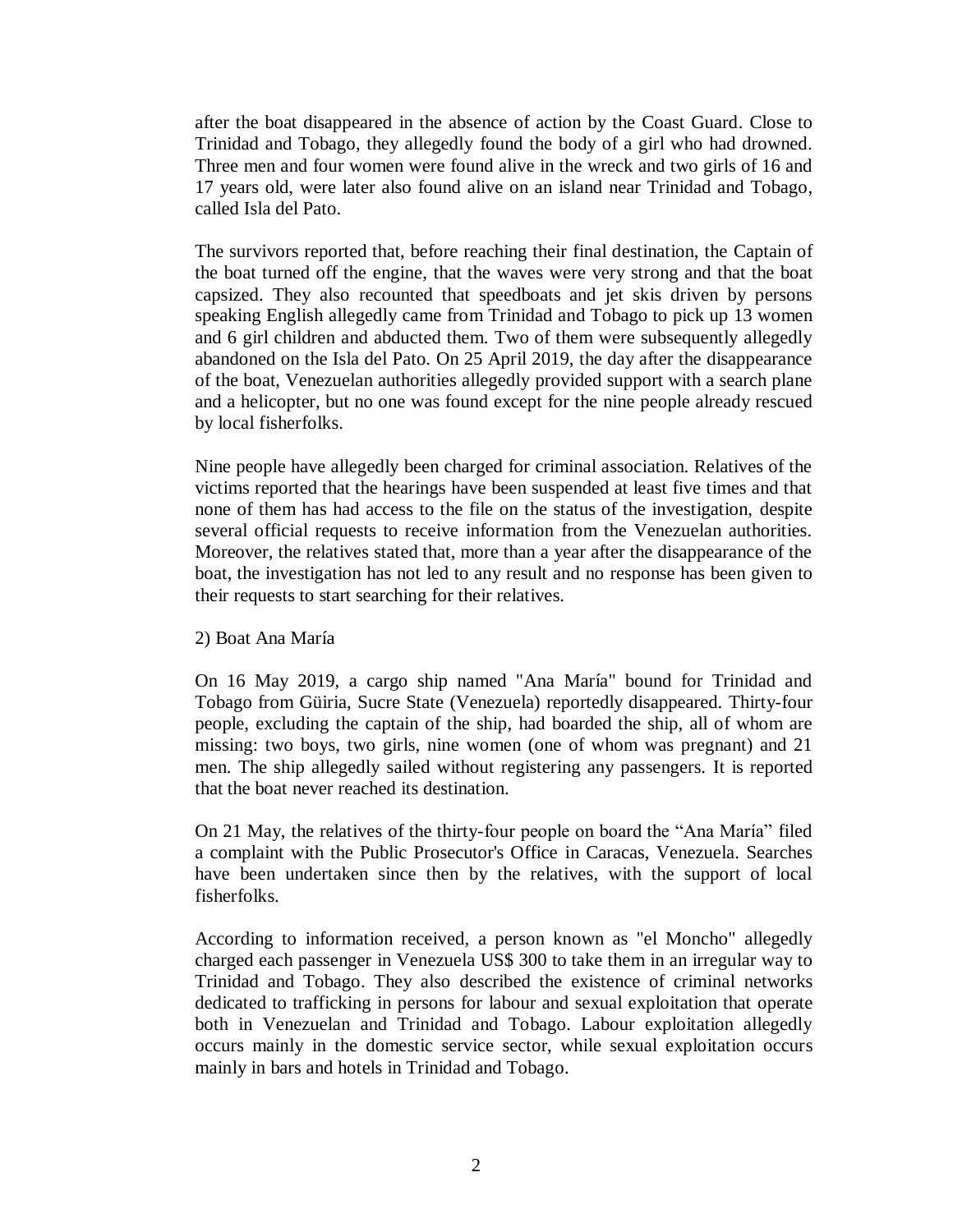after the boat disappeared in the absence of action by the Coast Guard. Close to Trinidad and Tobago, they allegedly found the body of a girl who had drowned. Three men and four women were found alive in the wreck and two girls of 16 and 17 years old, were later also found alive on an island near Trinidad and Tobago, called Isla del Pato.

The survivors reported that, before reaching their final destination, the Captain of the boat turned off the engine, that the waves were very strong and that the boat capsized. They also recounted that speedboats and jet skis driven by persons speaking English allegedly came from Trinidad and Tobago to pick up 13 women and 6 girl children and abducted them. Two of them were subsequently allegedly abandoned on the Isla del Pato. On 25 April 2019, the day after the disappearance of the boat, Venezuelan authorities allegedly provided support with a search plane and a helicopter, but no one was found except for the nine people already rescued by local fisherfolks.

Nine people have allegedly been charged for criminal association. Relatives of the victims reported that the hearings have been suspended at least five times and that none of them has had access to the file on the status of the investigation, despite several official requests to receive information from the Venezuelan authorities. Moreover, the relatives stated that, more than a year after the disappearance of the boat, the investigation has not led to any result and no response has been given to their requests to start searching for their relatives.

2) Boat Ana María

On 16 May 2019, a cargo ship named "Ana María" bound for Trinidad and Tobago from Güiria, Sucre State (Venezuela) reportedly disappeared. Thirty-four people, excluding the captain of the ship, had boarded the ship, all of whom are missing: two boys, two girls, nine women (one of whom was pregnant) and 21 men. The ship allegedly sailed without registering any passengers. It is reported that the boat never reached its destination.

On 21 May, the relatives of the thirty-four people on board the "Ana María" filed a complaint with the Public Prosecutor's Office in Caracas, Venezuela. Searches have been undertaken since then by the relatives, with the support of local fisherfolks.

According to information received, a person known as "el Moncho" allegedly charged each passenger in Venezuela US$ 300 to take them in an irregular way to Trinidad and Tobago. They also described the existence of criminal networks dedicated to trafficking in persons for labour and sexual exploitation that operate both in Venezuelan and Trinidad and Tobago. Labour exploitation allegedly occurs mainly in the domestic service sector, while sexual exploitation occurs mainly in bars and hotels in Trinidad and Tobago.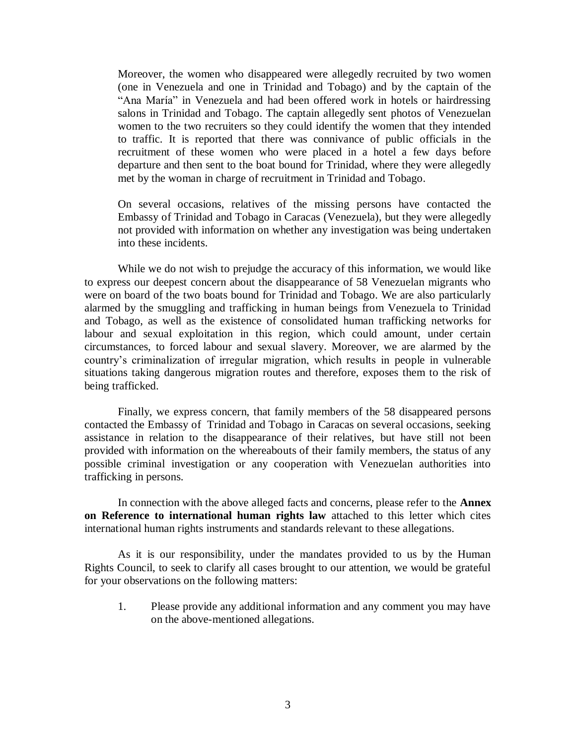Moreover, the women who disappeared were allegedly recruited by two women (one in Venezuela and one in Trinidad and Tobago) and by the captain of the "Ana María" in Venezuela and had been offered work in hotels or hairdressing salons in Trinidad and Tobago. The captain allegedly sent photos of Venezuelan women to the two recruiters so they could identify the women that they intended to traffic. It is reported that there was connivance of public officials in the recruitment of these women who were placed in a hotel a few days before departure and then sent to the boat bound for Trinidad, where they were allegedly met by the woman in charge of recruitment in Trinidad and Tobago.

On several occasions, relatives of the missing persons have contacted the Embassy of Trinidad and Tobago in Caracas (Venezuela), but they were allegedly not provided with information on whether any investigation was being undertaken into these incidents.

While we do not wish to prejudge the accuracy of this information, we would like to express our deepest concern about the disappearance of 58 Venezuelan migrants who were on board of the two boats bound for Trinidad and Tobago. We are also particularly alarmed by the smuggling and trafficking in human beings from Venezuela to Trinidad and Tobago, as well as the existence of consolidated human trafficking networks for labour and sexual exploitation in this region, which could amount, under certain circumstances, to forced labour and sexual slavery. Moreover, we are alarmed by the country's criminalization of irregular migration, which results in people in vulnerable situations taking dangerous migration routes and therefore, exposes them to the risk of being trafficked.

Finally, we express concern, that family members of the 58 disappeared persons contacted the Embassy of Trinidad and Tobago in Caracas on several occasions, seeking assistance in relation to the disappearance of their relatives, but have still not been provided with information on the whereabouts of their family members, the status of any possible criminal investigation or any cooperation with Venezuelan authorities into trafficking in persons.

In connection with the above alleged facts and concerns, please refer to the **Annex on Reference to international human rights law** attached to this letter which cites international human rights instruments and standards relevant to these allegations.

As it is our responsibility, under the mandates provided to us by the Human Rights Council, to seek to clarify all cases brought to our attention, we would be grateful for your observations on the following matters:

1. Please provide any additional information and any comment you may have on the above-mentioned allegations.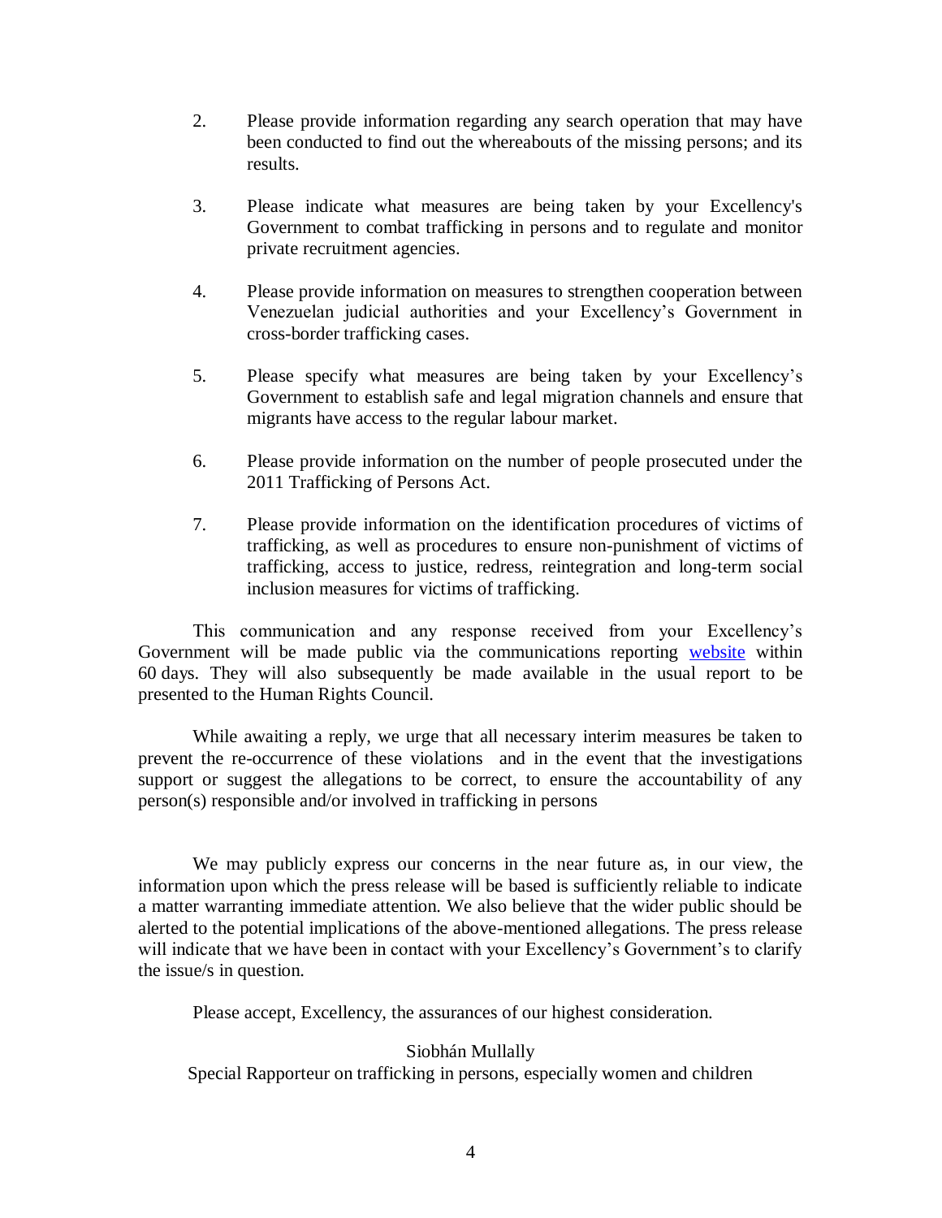2. Please provide information regarding any search operation that may have been conducted to find out the whereabouts of the missing persons; and its results.

3. Please indicate what measures are being taken by your Excellency's Government to combat trafficking in persons and to regulate and monitor private recruitment agencies.

4. Please provide information on measures to strengthen cooperation between Venezuelan judicial authorities and your Excellency's Government in cross-border trafficking cases.

5. Please specify what measures are being taken by your Excellency's Government to establish safe and legal migration channels and ensure that migrants have access to the regular labour market.

6. Please provide information on the number of people prosecuted under the 2011 Trafficking of Persons Act.

7. Please provide information on the identification procedures of victims of trafficking, as well as procedures to ensure non-punishment of victims of trafficking, access to justice, redress, reintegration and long-term social inclusion measures for victims of trafficking.

This communication and any response received from your Excellency's Government will be made public via the communications reporting [website](website) within 60 days. They will also subsequently be made available in the usual report to be presented to the Human Rights Council.

While awaiting a reply, we urge that all necessary interim measures be taken to prevent the re-occurrence of these violations and in the event that the investigations support or suggest the allegations to be correct, to ensure the accountability of any person(s) responsible and/or involved in trafficking in persons

We may publicly express our concerns in the near future as, in our view, the information upon which the press release will be based is sufficiently reliable to indicate a matter warranting immediate attention. We also believe that the wider public should be alerted to the potential implications of the above-mentioned allegations. The press release will indicate that we have been in contact with your Excellency's Government's to clarify the issue/s in question.

Please accept, Excellency, the assurances of our highest consideration.

Siobhán Mullally
Special Rapporteur on trafficking in persons, especially women and children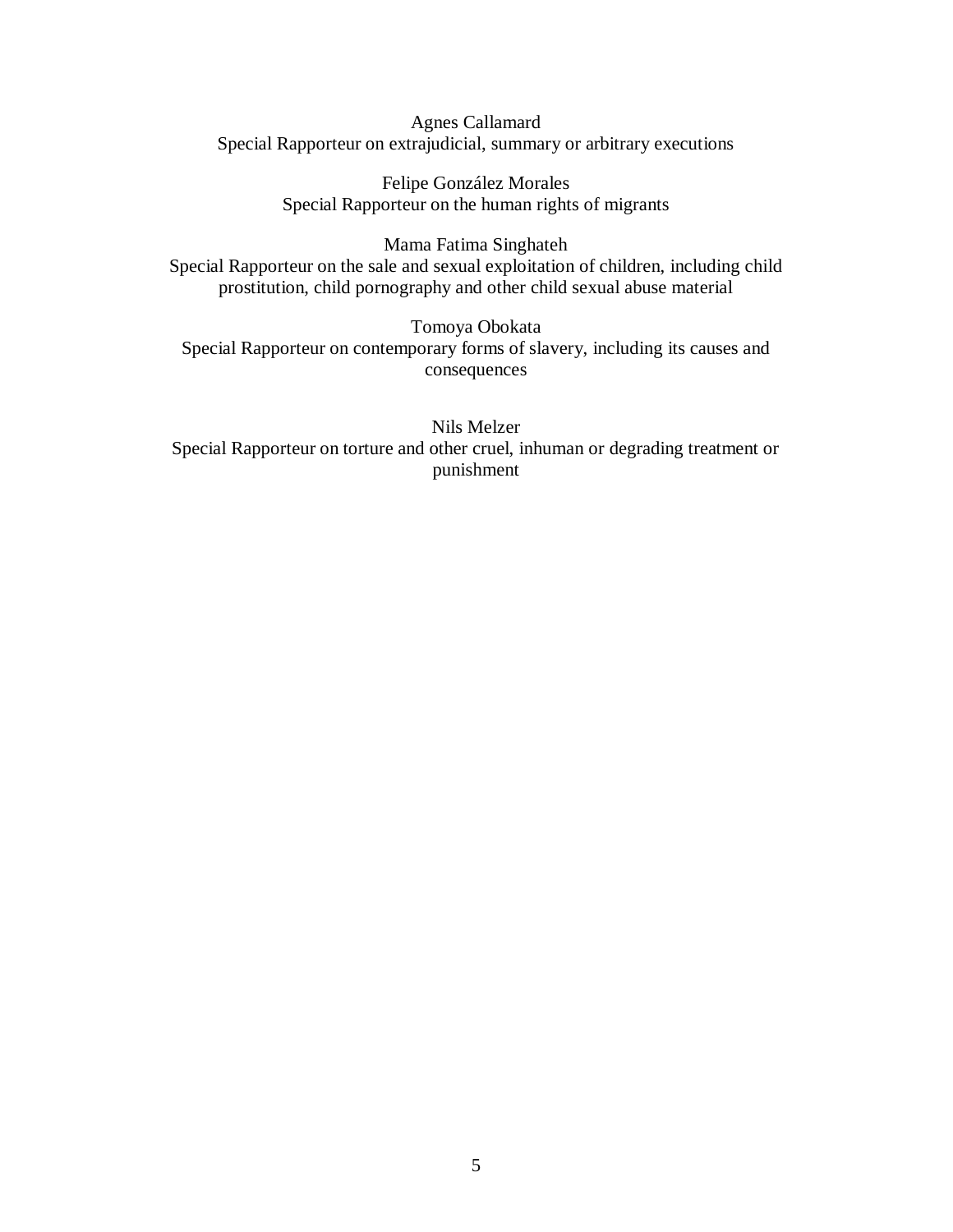Agnes Callamard
Special Rapporteur on extrajudicial, summary or arbitrary executions

Felipe González Morales
Special Rapporteur on the human rights of migrants

Mama Fatima Singhateh
Special Rapporteur on the sale and sexual exploitation of children, including child prostitution, child pornography and other child sexual abuse material

Tomoya Obokata
Special Rapporteur on contemporary forms of slavery, including its causes and consequences

Nils Melzer
Special Rapporteur on torture and other cruel, inhuman or degrading treatment or punishment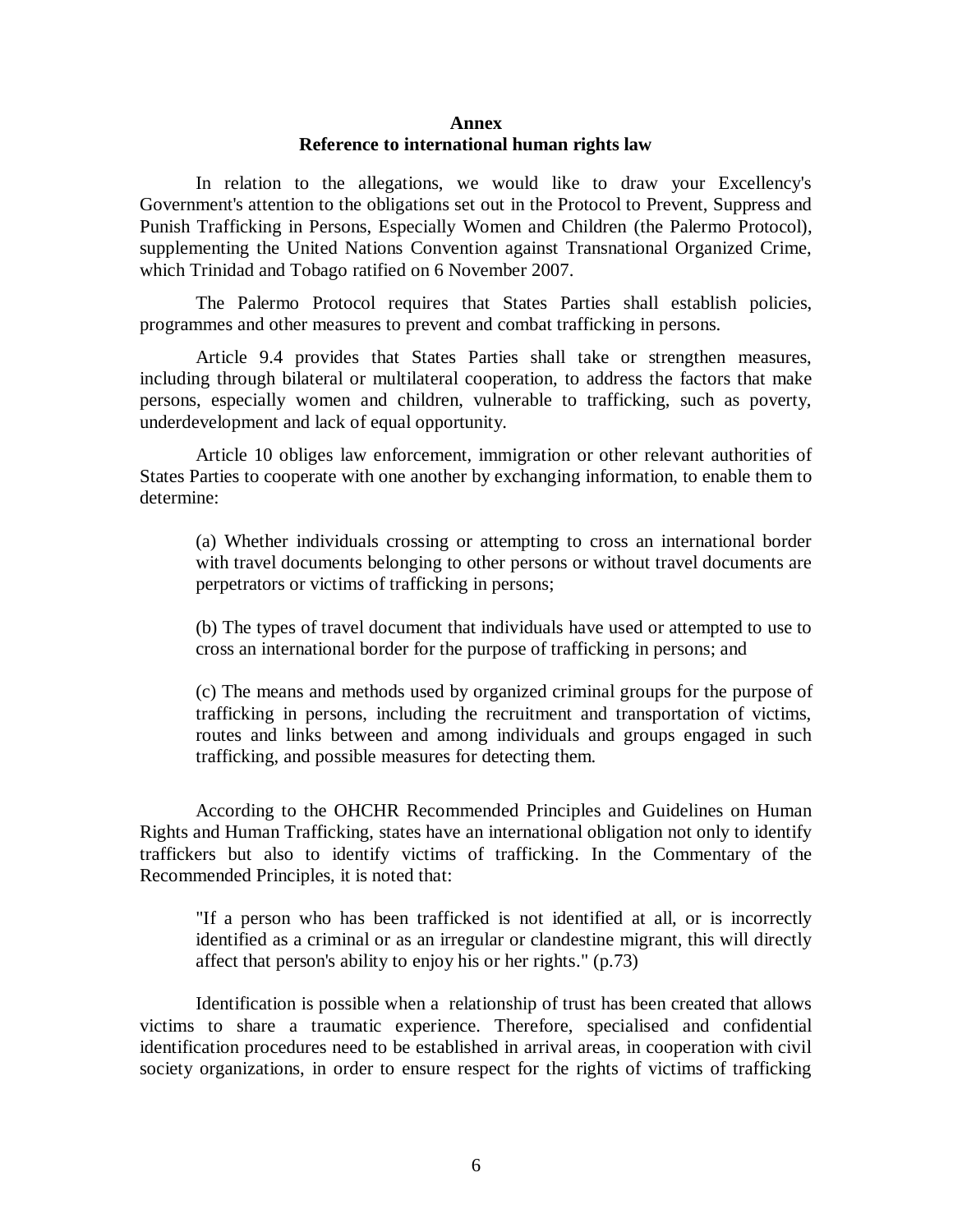**Annex**

**Reference to international human rights law**

In relation to the allegations, we would like to draw your Excellency's Government's attention to the obligations set out in the Protocol to Prevent, Suppress and Punish Trafficking in Persons, Especially Women and Children (the Palermo Protocol), supplementing the United Nations Convention against Transnational Organized Crime, which Trinidad and Tobago ratified on 6 November 2007.

The Palermo Protocol requires that States Parties shall establish policies, programmes and other measures to prevent and combat trafficking in persons.

Article 9.4 provides that States Parties shall take or strengthen measures, including through bilateral or multilateral cooperation, to address the factors that make persons, especially women and children, vulnerable to trafficking, such as poverty, underdevelopment and lack of equal opportunity.

Article 10 obliges law enforcement, immigration or other relevant authorities of States Parties to cooperate with one another by exchanging information, to enable them to determine:

> (a) Whether individuals crossing or attempting to cross an international border with travel documents belonging to other persons or without travel documents are perpetrators or victims of trafficking in persons;
>
> (b) The types of travel document that individuals have used or attempted to use to cross an international border for the purpose of trafficking in persons; and
>
> (c) The means and methods used by organized criminal groups for the purpose of trafficking in persons, including the recruitment and transportation of victims, routes and links between and among individuals and groups engaged in such trafficking, and possible measures for detecting them.

According to the OHCHR Recommended Principles and Guidelines on Human Rights and Human Trafficking, states have an international obligation not only to identify traffickers but also to identify victims of trafficking. In the Commentary of the Recommended Principles, it is noted that:

> "If a person who has been trafficked is not identified at all, or is incorrectly identified as a criminal or as an irregular or clandestine migrant, this will directly affect that person's ability to enjoy his or her rights." (p.73)

Identification is possible when a relationship of trust has been created that allows victims to share a traumatic experience. Therefore, specialised and confidential identification procedures need to be established in arrival areas, in cooperation with civil society organizations, in order to ensure respect for the rights of victims of trafficking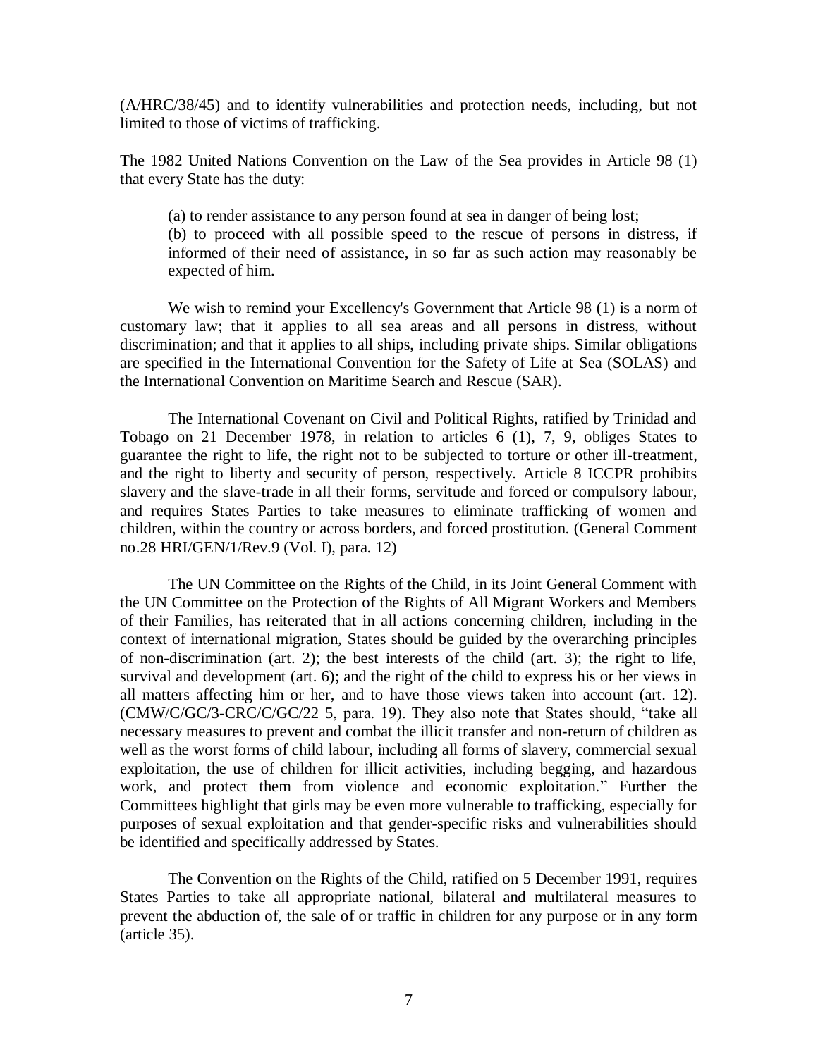(A/HRC/38/45) and to identify vulnerabilities and protection needs, including, but not limited to those of victims of trafficking.

The 1982 United Nations Convention on the Law of the Sea provides in Article 98 (1) that every State has the duty:

> (a) to render assistance to any person found at sea in danger of being lost;
> (b) to proceed with all possible speed to the rescue of persons in distress, if informed of their need of assistance, in so far as such action may reasonably be expected of him.

We wish to remind your Excellency's Government that Article 98 (1) is a norm of customary law; that it applies to all sea areas and all persons in distress, without discrimination; and that it applies to all ships, including private ships. Similar obligations are specified in the International Convention for the Safety of Life at Sea (SOLAS) and the International Convention on Maritime Search and Rescue (SAR).

The International Covenant on Civil and Political Rights, ratified by Trinidad and Tobago on 21 December 1978, in relation to articles 6 (1), 7, 9, obliges States to guarantee the right to life, the right not to be subjected to torture or other ill-treatment, and the right to liberty and security of person, respectively. Article 8 ICCPR prohibits slavery and the slave-trade in all their forms, servitude and forced or compulsory labour, and requires States Parties to take measures to eliminate trafficking of women and children, within the country or across borders, and forced prostitution. (General Comment no.28 HRI/GEN/1/Rev.9 (Vol. I), para. 12)

The UN Committee on the Rights of the Child, in its Joint General Comment with the UN Committee on the Protection of the Rights of All Migrant Workers and Members of their Families, has reiterated that in all actions concerning children, including in the context of international migration, States should be guided by the overarching principles of non-discrimination (art. 2); the best interests of the child (art. 3); the right to life, survival and development (art. 6); and the right of the child to express his or her views in all matters affecting him or her, and to have those views taken into account (art. 12). (CMW/C/GC/3-CRC/C/GC/22 5, para. 19). They also note that States should, "take all necessary measures to prevent and combat the illicit transfer and non-return of children as well as the worst forms of child labour, including all forms of slavery, commercial sexual exploitation, the use of children for illicit activities, including begging, and hazardous work, and protect them from violence and economic exploitation." Further the Committees highlight that girls may be even more vulnerable to trafficking, especially for purposes of sexual exploitation and that gender-specific risks and vulnerabilities should be identified and specifically addressed by States.

The Convention on the Rights of the Child, ratified on 5 December 1991, requires States Parties to take all appropriate national, bilateral and multilateral measures to prevent the abduction of, the sale of or traffic in children for any purpose or in any form (article 35).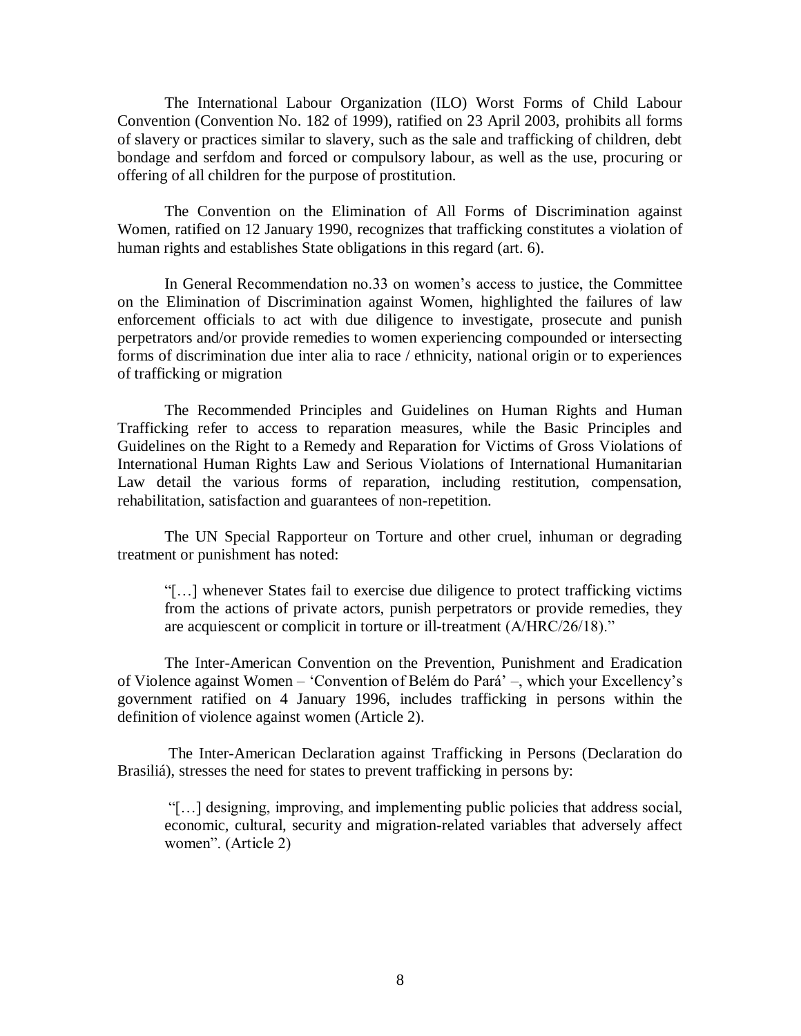The International Labour Organization (ILO) Worst Forms of Child Labour Convention (Convention No. 182 of 1999), ratified on 23 April 2003, prohibits all forms of slavery or practices similar to slavery, such as the sale and trafficking of children, debt bondage and serfdom and forced or compulsory labour, as well as the use, procuring or offering of all children for the purpose of prostitution.

The Convention on the Elimination of All Forms of Discrimination against Women, ratified on 12 January 1990, recognizes that trafficking constitutes a violation of human rights and establishes State obligations in this regard (art. 6).

In General Recommendation no.33 on women's access to justice, the Committee on the Elimination of Discrimination against Women, highlighted the failures of law enforcement officials to act with due diligence to investigate, prosecute and punish perpetrators and/or provide remedies to women experiencing compounded or intersecting forms of discrimination due inter alia to race / ethnicity, national origin or to experiences of trafficking or migration

The Recommended Principles and Guidelines on Human Rights and Human Trafficking refer to access to reparation measures, while the Basic Principles and Guidelines on the Right to a Remedy and Reparation for Victims of Gross Violations of International Human Rights Law and Serious Violations of International Humanitarian Law detail the various forms of reparation, including restitution, compensation, rehabilitation, satisfaction and guarantees of non-repetition.

The UN Special Rapporteur on Torture and other cruel, inhuman or degrading treatment or punishment has noted:

> "[…] whenever States fail to exercise due diligence to protect trafficking victims from the actions of private actors, punish perpetrators or provide remedies, they are acquiescent or complicit in torture or ill-treatment (A/HRC/26/18)."

The Inter-American Convention on the Prevention, Punishment and Eradication of Violence against Women – 'Convention of Belém do Pará' –, which your Excellency's government ratified on 4 January 1996, includes trafficking in persons within the definition of violence against women (Article 2).

The Inter-American Declaration against Trafficking in Persons (Declaration do Brasiliá), stresses the need for states to prevent trafficking in persons by:

> "[…] designing, improving, and implementing public policies that address social, economic, cultural, security and migration-related variables that adversely affect women". (Article 2)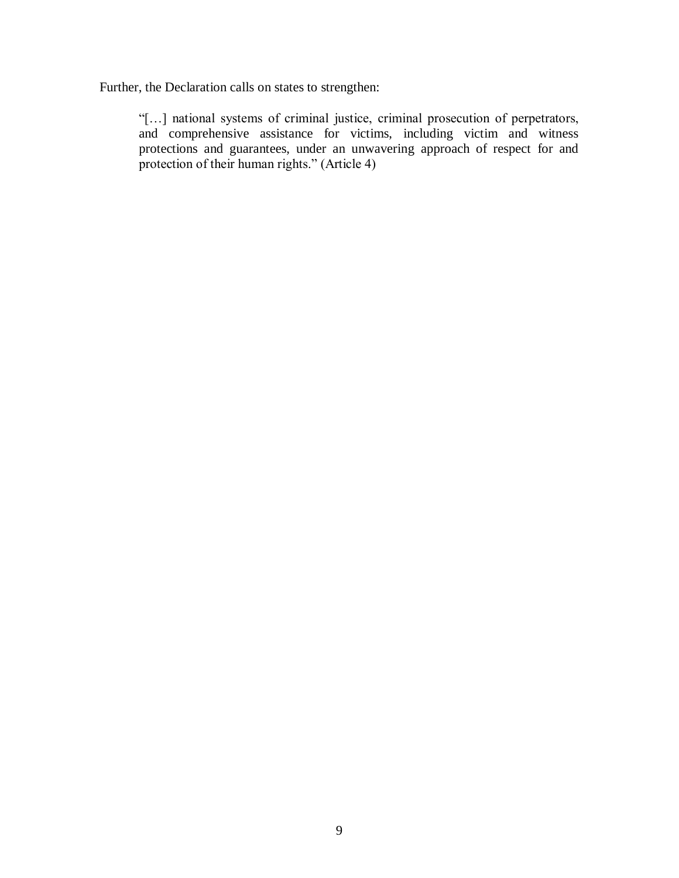Further, the Declaration calls on states to strengthen:

> "[…] national systems of criminal justice, criminal prosecution of perpetrators, and comprehensive assistance for victims, including victim and witness protections and guarantees, under an unwavering approach of respect for and protection of their human rights." (Article 4)